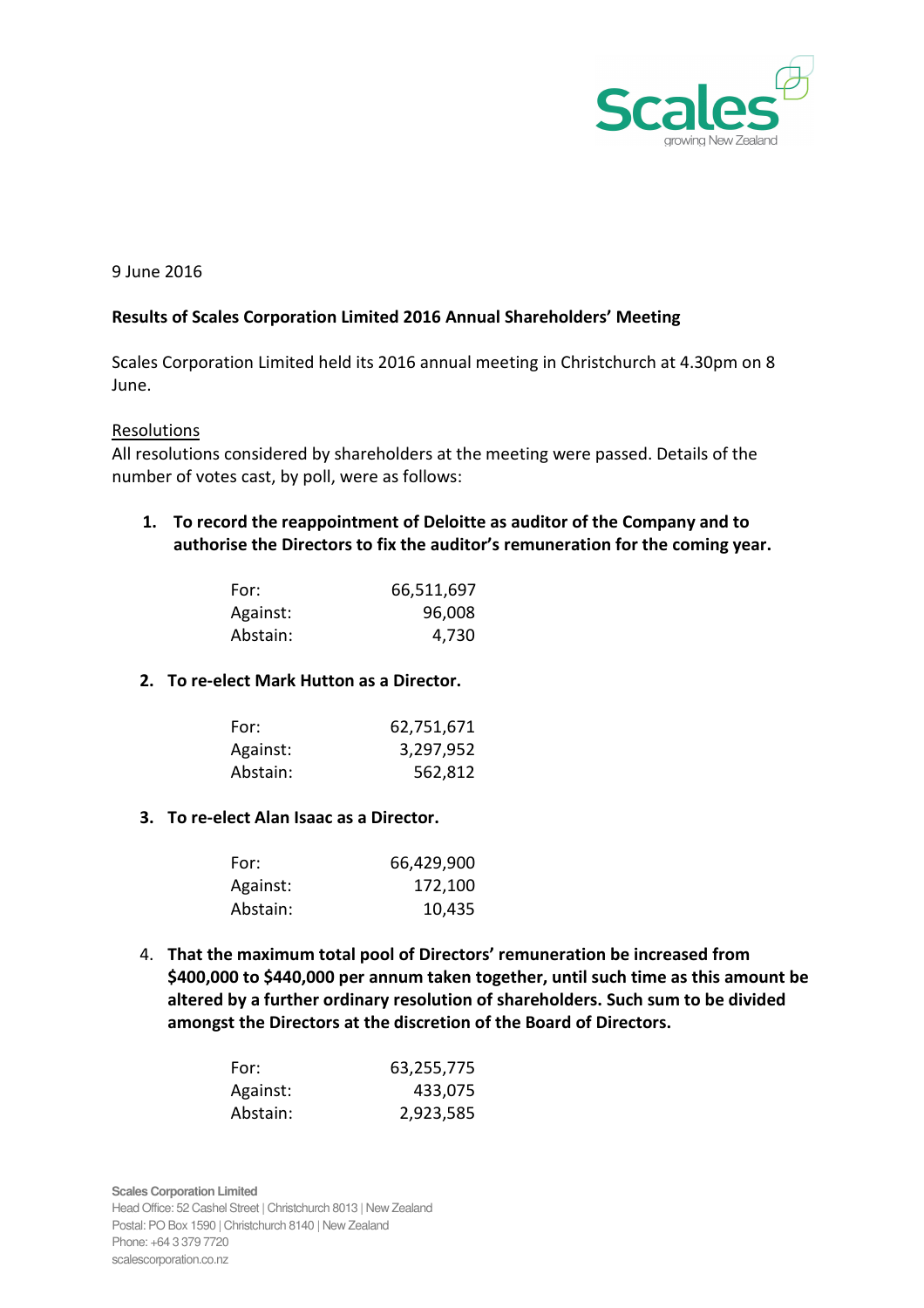9 June 2016

**Results of Scales Corporation Limited 2016 Annual Shareholders' Meeting**

Scales Corporation Limited held its 2016 annual meeting in Christchurch at 4.30pm on 8 June.

Resolutions

All resolutions considered by shareholders at the meeting were passed. Details of the number of votes cast, by poll, were as follows:

1. **To record the reappointment of Deloitte as auditor of the Company and to authorise the Directors to fix the auditor's remuneration for the coming year.**

| | |
|---|---:|
| For: | 66,511,697 |
| Against: | 96,008 |
| Abstain: | 4,730 |

2. **To re-elect Mark Hutton as a Director.**

| | |
|---|---:|
| For: | 62,751,671 |
| Against: | 3,297,952 |
| Abstain: | 562,812 |

3. **To re-elect Alan Isaac as a Director.**

| | |
|---|---:|
| For: | 66,429,900 |
| Against: | 172,100 |
| Abstain: | 10,435 |

4. **That the maximum total pool of Directors' remuneration be increased from $400,000 to $440,000 per annum taken together, until such time as this amount be altered by a further ordinary resolution of shareholders. Such sum to be divided amongst the Directors at the discretion of the Board of Directors.**

| | |
|---|---:|
| For: | 63,255,775 |
| Against: | 433,075 |
| Abstain: | 2,923,585 |

**Scales Corporation Limited**
Head Office: 52 Cashel Street | Christchurch 8013 | New Zealand
Postal: PO Box 1590 | Christchurch 8140 | New Zealand
Phone: +64 3 379 7720
scalescorporation.co.nz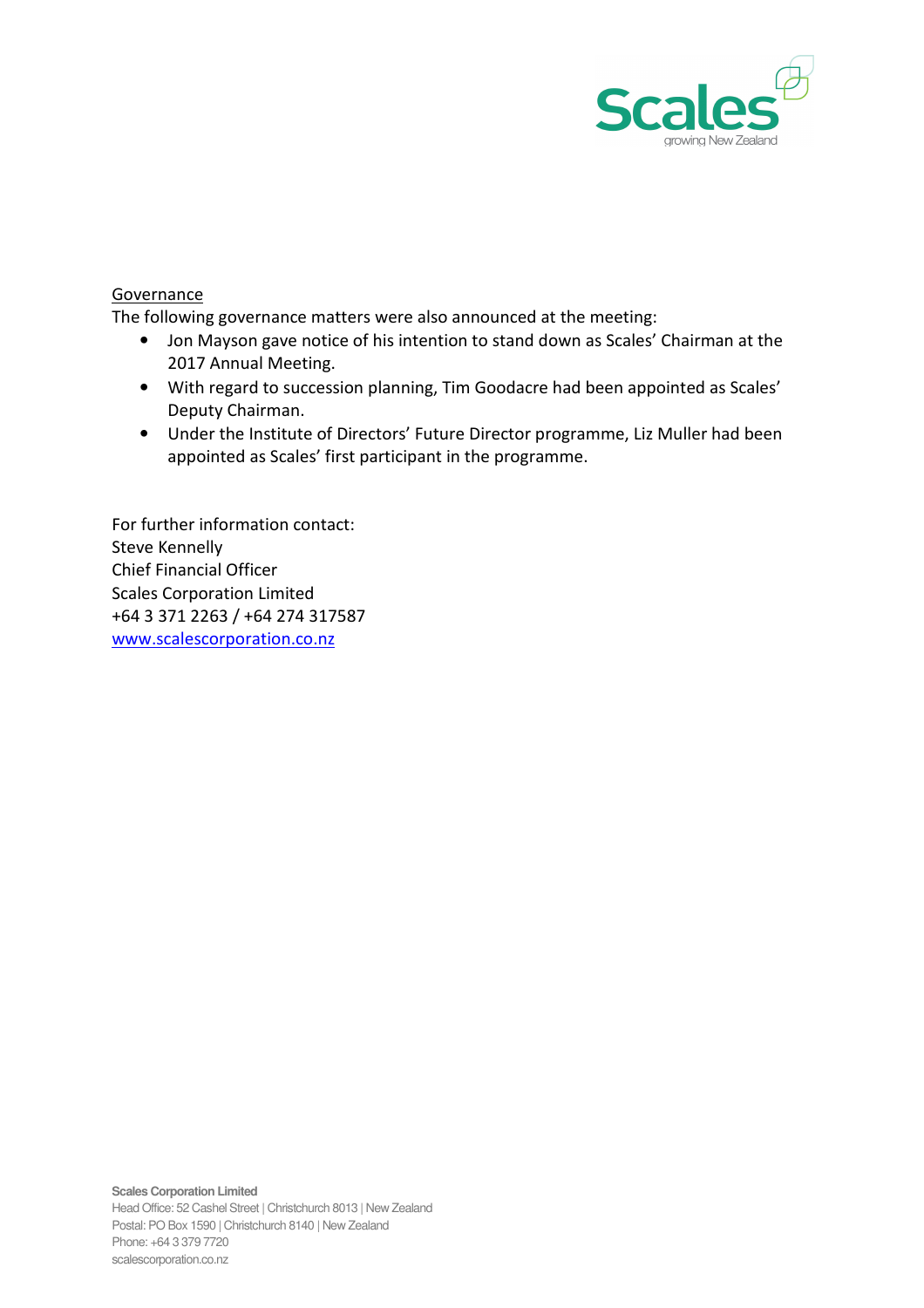<u>Governance</u>

The following governance matters were also announced at the meeting:

- Jon Mayson gave notice of his intention to stand down as Scales' Chairman at the 2017 Annual Meeting.
- With regard to succession planning, Tim Goodacre had been appointed as Scales' Deputy Chairman.
- Under the Institute of Directors' Future Director programme, Liz Muller had been appointed as Scales' first participant in the programme.

For further information contact:
Steve Kennelly
Chief Financial Officer
Scales Corporation Limited
+64 3 371 2263 / +64 274 317587
[www.scalescorporation.co.nz](http://www.scalescorporation.co.nz)

**Scales Corporation Limited**
Head Office: 52 Cashel Street | Christchurch 8013 | New Zealand
Postal: PO Box 1590 | Christchurch 8140 | New Zealand
Phone: +64 3 379 7720
scalescorporation.co.nz